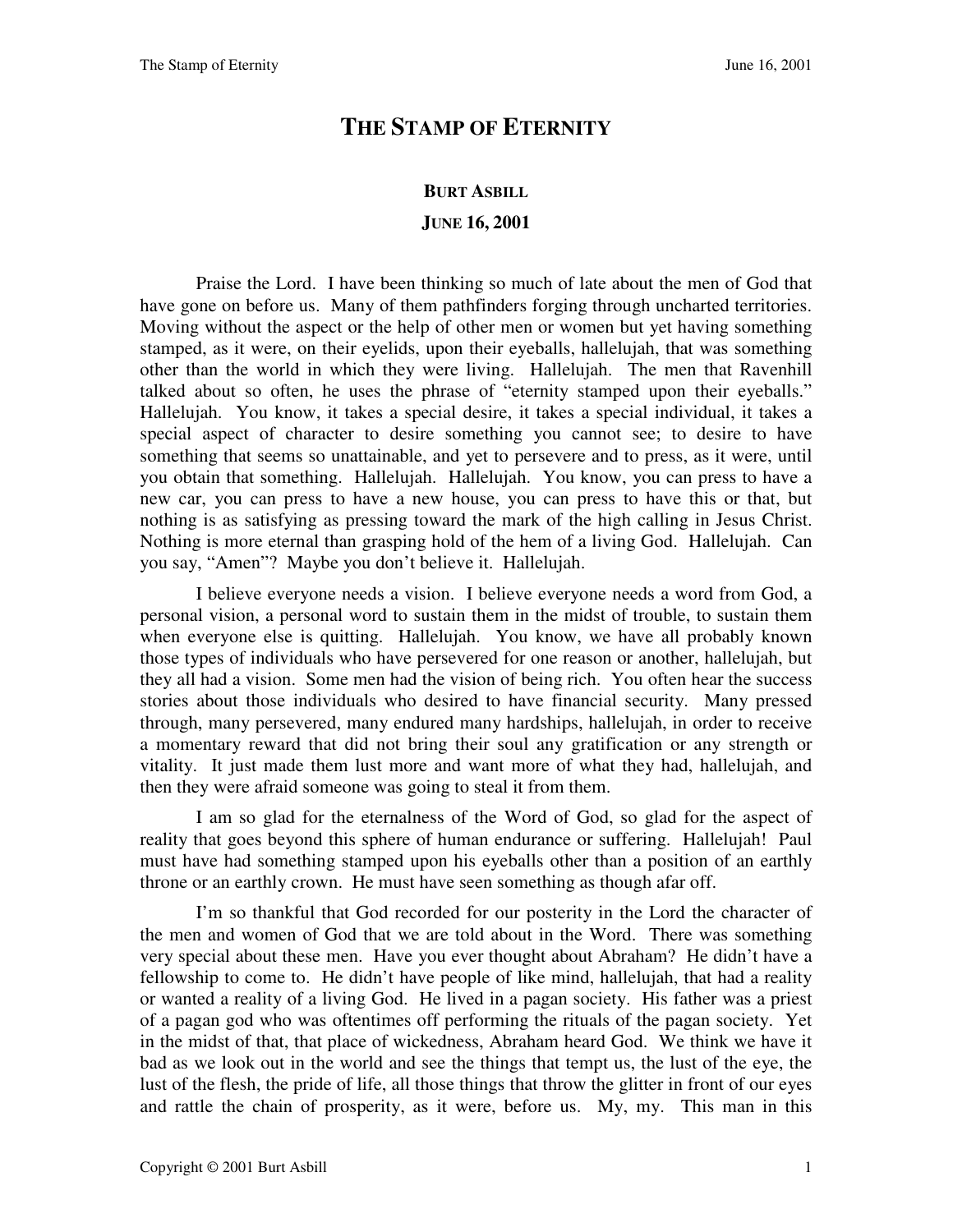# The Stamp of Eternity

**Burt Asbill**

**June 16, 2001**

Praise the Lord. I have been thinking so much of late about the men of God that have gone on before us. Many of them pathfinders forging through uncharted territories. Moving without the aspect or the help of other men or women but yet having something stamped, as it were, on their eyelids, upon their eyeballs, hallelujah, that was something other than the world in which they were living. Hallelujah. The men that Ravenhill talked about so often, he uses the phrase of "eternity stamped upon their eyeballs." Hallelujah. You know, it takes a special desire, it takes a special individual, it takes a special aspect of character to desire something you cannot see; to desire to have something that seems so unattainable, and yet to persevere and to press, as it were, until you obtain that something. Hallelujah. Hallelujah. You know, you can press to have a new car, you can press to have a new house, you can press to have this or that, but nothing is as satisfying as pressing toward the mark of the high calling in Jesus Christ. Nothing is more eternal than grasping hold of the hem of a living God. Hallelujah. Can you say, "Amen"? Maybe you don't believe it. Hallelujah.

I believe everyone needs a vision. I believe everyone needs a word from God, a personal vision, a personal word to sustain them in the midst of trouble, to sustain them when everyone else is quitting. Hallelujah. You know, we have all probably known those types of individuals who have persevered for one reason or another, hallelujah, but they all had a vision. Some men had the vision of being rich. You often hear the success stories about those individuals who desired to have financial security. Many pressed through, many persevered, many endured many hardships, hallelujah, in order to receive a momentary reward that did not bring their soul any gratification or any strength or vitality. It just made them lust more and want more of what they had, hallelujah, and then they were afraid someone was going to steal it from them.

I am so glad for the eternalness of the Word of God, so glad for the aspect of reality that goes beyond this sphere of human endurance or suffering. Hallelujah! Paul must have had something stamped upon his eyeballs other than a position of an earthly throne or an earthly crown. He must have seen something as though afar off.

I'm so thankful that God recorded for our posterity in the Lord the character of the men and women of God that we are told about in the Word. There was something very special about these men. Have you ever thought about Abraham? He didn't have a fellowship to come to. He didn't have people of like mind, hallelujah, that had a reality or wanted a reality of a living God. He lived in a pagan society. His father was a priest of a pagan god who was oftentimes off performing the rituals of the pagan society. Yet in the midst of that, that place of wickedness, Abraham heard God. We think we have it bad as we look out in the world and see the things that tempt us, the lust of the eye, the lust of the flesh, the pride of life, all those things that throw the glitter in front of our eyes and rattle the chain of prosperity, as it were, before us. My, my. This man in this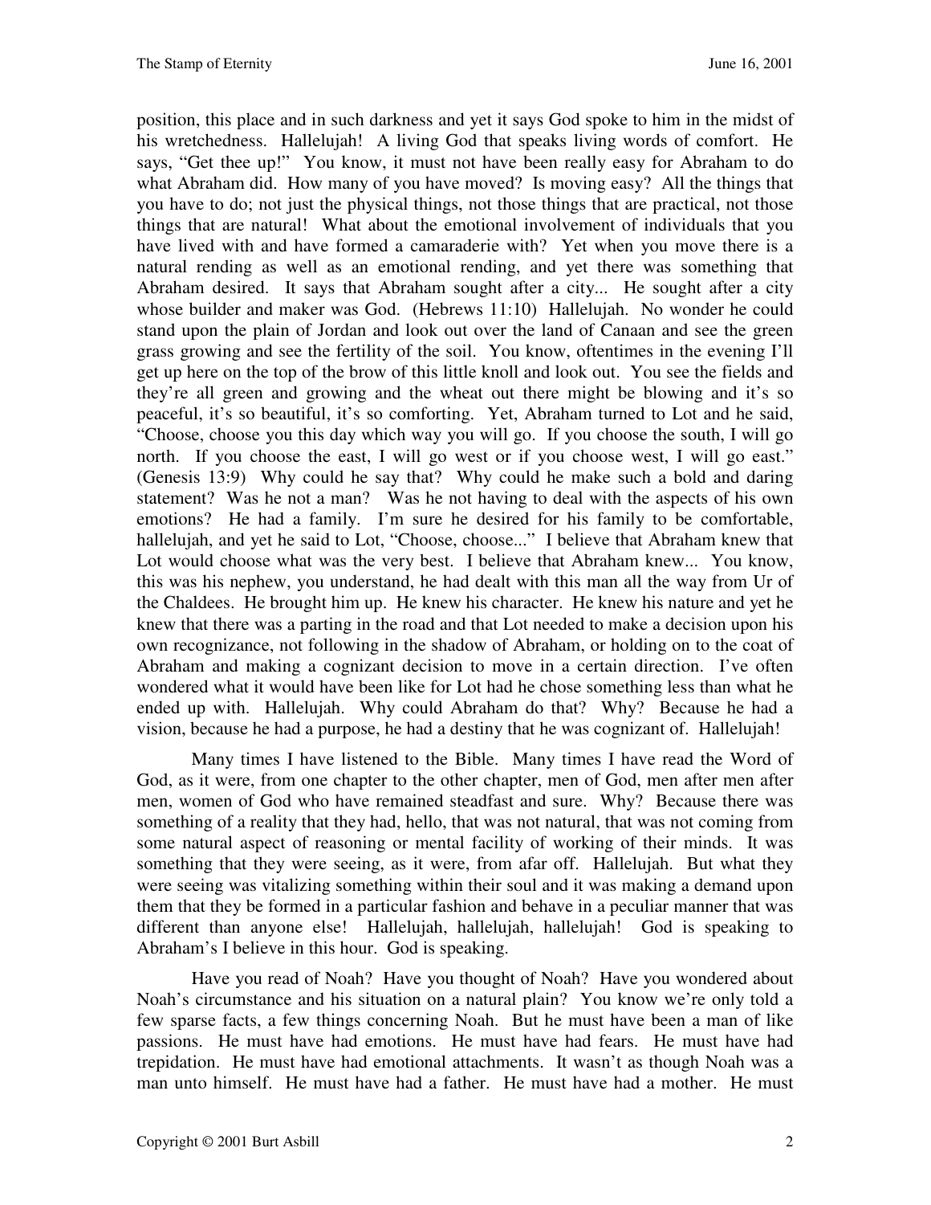position, this place and in such darkness and yet it says God spoke to him in the midst of his wretchedness. Hallelujah! A living God that speaks living words of comfort. He says, "Get thee up!" You know, it must not have been really easy for Abraham to do what Abraham did. How many of you have moved? Is moving easy? All the things that you have to do; not just the physical things, not those things that are practical, not those things that are natural! What about the emotional involvement of individuals that you have lived with and have formed a camaraderie with? Yet when you move there is a natural rending as well as an emotional rending, and yet there was something that Abraham desired. It says that Abraham sought after a city... He sought after a city whose builder and maker was God. (Hebrews 11:10) Hallelujah. No wonder he could stand upon the plain of Jordan and look out over the land of Canaan and see the green grass growing and see the fertility of the soil. You know, oftentimes in the evening I'll get up here on the top of the brow of this little knoll and look out. You see the fields and they're all green and growing and the wheat out there might be blowing and it's so peaceful, it's so beautiful, it's so comforting. Yet, Abraham turned to Lot and he said, "Choose, choose you this day which way you will go. If you choose the south, I will go north. If you choose the east, I will go west or if you choose west, I will go east." (Genesis 13:9) Why could he say that? Why could he make such a bold and daring statement? Was he not a man? Was he not having to deal with the aspects of his own emotions? He had a family. I'm sure he desired for his family to be comfortable, hallelujah, and yet he said to Lot, "Choose, choose..." I believe that Abraham knew that Lot would choose what was the very best. I believe that Abraham knew... You know, this was his nephew, you understand, he had dealt with this man all the way from Ur of the Chaldees. He brought him up. He knew his character. He knew his nature and yet he knew that there was a parting in the road and that Lot needed to make a decision upon his own recognizance, not following in the shadow of Abraham, or holding on to the coat of Abraham and making a cognizant decision to move in a certain direction. I've often wondered what it would have been like for Lot had he chose something less than what he ended up with. Hallelujah. Why could Abraham do that? Why? Because he had a vision, because he had a purpose, he had a destiny that he was cognizant of. Hallelujah!

Many times I have listened to the Bible. Many times I have read the Word of God, as it were, from one chapter to the other chapter, men of God, men after men after men, women of God who have remained steadfast and sure. Why? Because there was something of a reality that they had, hello, that was not natural, that was not coming from some natural aspect of reasoning or mental facility of working of their minds. It was something that they were seeing, as it were, from afar off. Hallelujah. But what they were seeing was vitalizing something within their soul and it was making a demand upon them that they be formed in a particular fashion and behave in a peculiar manner that was different than anyone else! Hallelujah, hallelujah, hallelujah! God is speaking to Abraham's I believe in this hour. God is speaking.

Have you read of Noah? Have you thought of Noah? Have you wondered about Noah's circumstance and his situation on a natural plain? You know we're only told a few sparse facts, a few things concerning Noah. But he must have been a man of like passions. He must have had emotions. He must have had fears. He must have had trepidation. He must have had emotional attachments. It wasn't as though Noah was a man unto himself. He must have had a father. He must have had a mother. He must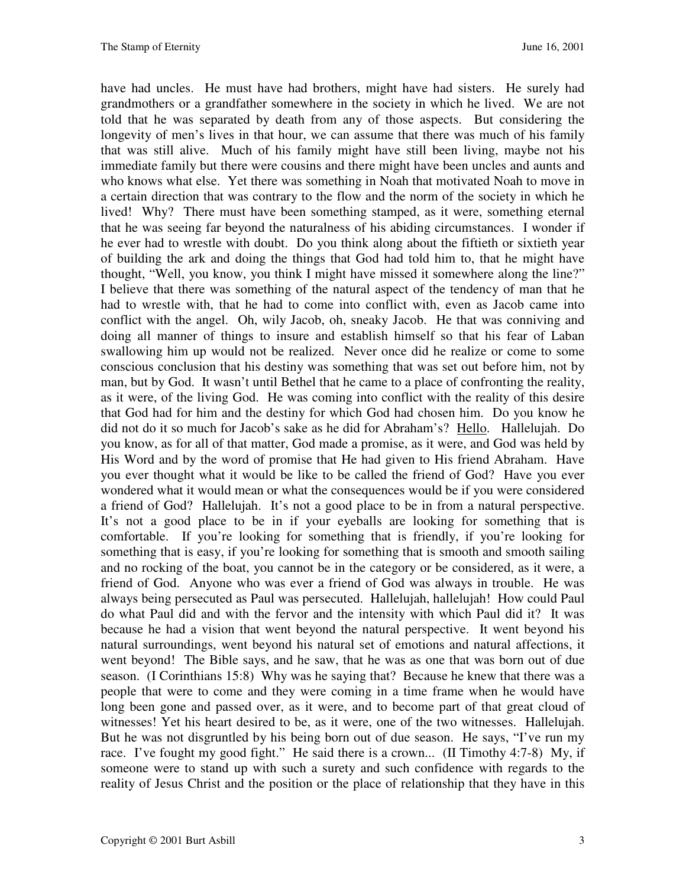have had uncles. He must have had brothers, might have had sisters. He surely had grandmothers or a grandfather somewhere in the society in which he lived. We are not told that he was separated by death from any of those aspects. But considering the longevity of men's lives in that hour, we can assume that there was much of his family that was still alive. Much of his family might have still been living, maybe not his immediate family but there were cousins and there might have been uncles and aunts and who knows what else. Yet there was something in Noah that motivated Noah to move in a certain direction that was contrary to the flow and the norm of the society in which he lived! Why? There must have been something stamped, as it were, something eternal that he was seeing far beyond the naturalness of his abiding circumstances. I wonder if he ever had to wrestle with doubt. Do you think along about the fiftieth or sixtieth year of building the ark and doing the things that God had told him to, that he might have thought, "Well, you know, you think I might have missed it somewhere along the line?" I believe that there was something of the natural aspect of the tendency of man that he had to wrestle with, that he had to come into conflict with, even as Jacob came into conflict with the angel. Oh, wily Jacob, oh, sneaky Jacob. He that was conniving and doing all manner of things to insure and establish himself so that his fear of Laban swallowing him up would not be realized. Never once did he realize or come to some conscious conclusion that his destiny was something that was set out before him, not by man, but by God. It wasn't until Bethel that he came to a place of confronting the reality, as it were, of the living God. He was coming into conflict with the reality of this desire that God had for him and the destiny for which God had chosen him. Do you know he did not do it so much for Jacob's sake as he did for Abraham's? Hello. Hallelujah. Do you know, as for all of that matter, God made a promise, as it were, and God was held by His Word and by the word of promise that He had given to His friend Abraham. Have you ever thought what it would be like to be called the friend of God? Have you ever wondered what it would mean or what the consequences would be if you were considered a friend of God? Hallelujah. It's not a good place to be in from a natural perspective. It's not a good place to be in if your eyeballs are looking for something that is comfortable. If you're looking for something that is friendly, if you're looking for something that is easy, if you're looking for something that is smooth and smooth sailing and no rocking of the boat, you cannot be in the category or be considered, as it were, a friend of God. Anyone who was ever a friend of God was always in trouble. He was always being persecuted as Paul was persecuted. Hallelujah, hallelujah! How could Paul do what Paul did and with the fervor and the intensity with which Paul did it? It was because he had a vision that went beyond the natural perspective. It went beyond his natural surroundings, went beyond his natural set of emotions and natural affections, it went beyond! The Bible says, and he saw, that he was as one that was born out of due season. (I Corinthians 15:8) Why was he saying that? Because he knew that there was a people that were to come and they were coming in a time frame when he would have long been gone and passed over, as it were, and to become part of that great cloud of witnesses! Yet his heart desired to be, as it were, one of the two witnesses. Hallelujah. But he was not disgruntled by his being born out of due season. He says, "I've run my race. I've fought my good fight." He said there is a crown... (II Timothy 4:7-8) My, if someone were to stand up with such a surety and such confidence with regards to the reality of Jesus Christ and the position or the place of relationship that they have in this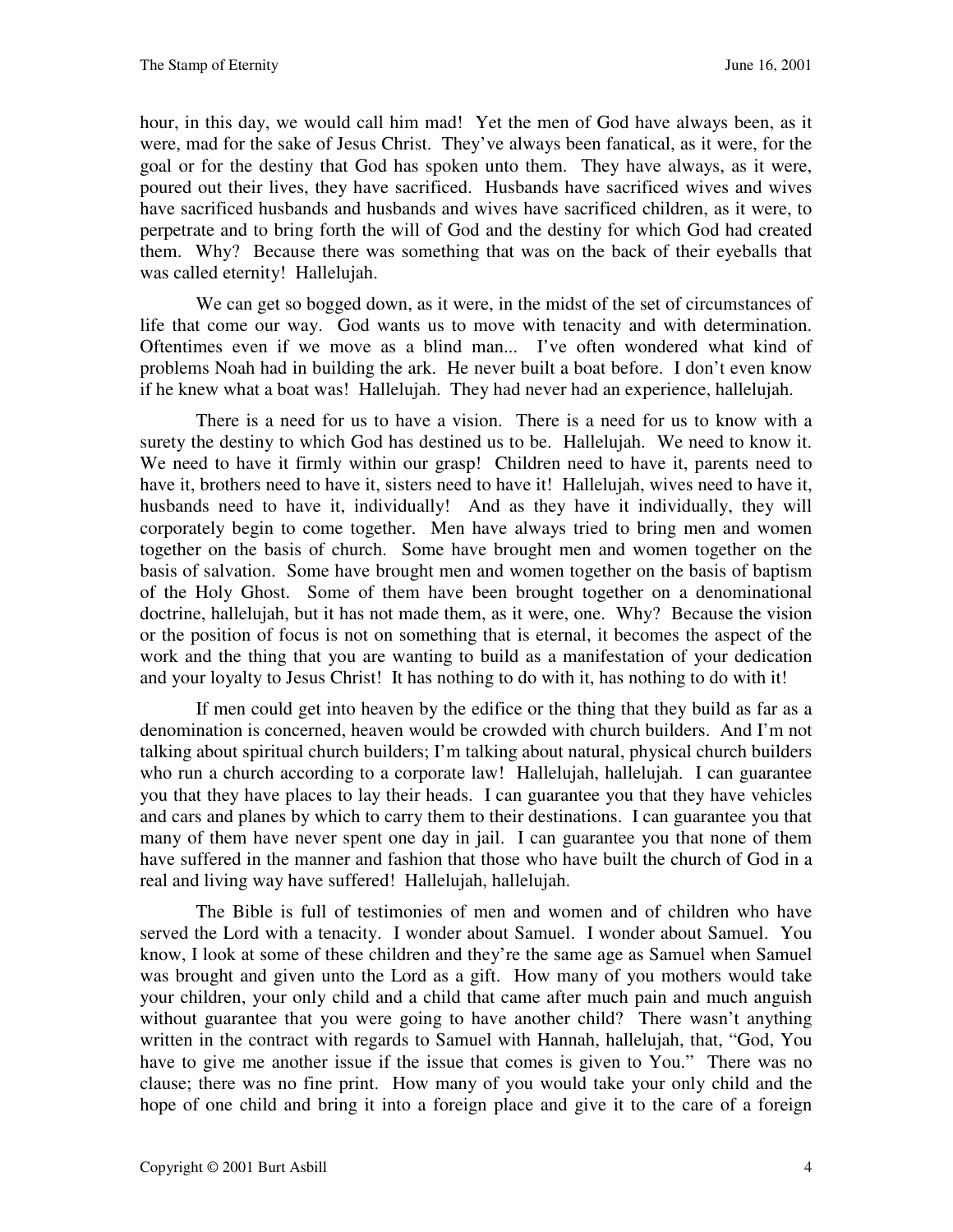hour, in this day, we would call him mad! Yet the men of God have always been, as it were, mad for the sake of Jesus Christ. They've always been fanatical, as it were, for the goal or for the destiny that God has spoken unto them. They have always, as it were, poured out their lives, they have sacrificed. Husbands have sacrificed wives and wives have sacrificed husbands and husbands and wives have sacrificed children, as it were, to perpetrate and to bring forth the will of God and the destiny for which God had created them. Why? Because there was something that was on the back of their eyeballs that was called eternity! Hallelujah.

We can get so bogged down, as it were, in the midst of the set of circumstances of life that come our way. God wants us to move with tenacity and with determination. Oftentimes even if we move as a blind man... I've often wondered what kind of problems Noah had in building the ark. He never built a boat before. I don't even know if he knew what a boat was! Hallelujah. They had never had an experience, hallelujah.

There is a need for us to have a vision. There is a need for us to know with a surety the destiny to which God has destined us to be. Hallelujah. We need to know it. We need to have it firmly within our grasp! Children need to have it, parents need to have it, brothers need to have it, sisters need to have it! Hallelujah, wives need to have it, husbands need to have it, individually! And as they have it individually, they will corporately begin to come together. Men have always tried to bring men and women together on the basis of church. Some have brought men and women together on the basis of salvation. Some have brought men and women together on the basis of baptism of the Holy Ghost. Some of them have been brought together on a denominational doctrine, hallelujah, but it has not made them, as it were, one. Why? Because the vision or the position of focus is not on something that is eternal, it becomes the aspect of the work and the thing that you are wanting to build as a manifestation of your dedication and your loyalty to Jesus Christ! It has nothing to do with it, has nothing to do with it!

If men could get into heaven by the edifice or the thing that they build as far as a denomination is concerned, heaven would be crowded with church builders. And I'm not talking about spiritual church builders; I'm talking about natural, physical church builders who run a church according to a corporate law! Hallelujah, hallelujah. I can guarantee you that they have places to lay their heads. I can guarantee you that they have vehicles and cars and planes by which to carry them to their destinations. I can guarantee you that many of them have never spent one day in jail. I can guarantee you that none of them have suffered in the manner and fashion that those who have built the church of God in a real and living way have suffered! Hallelujah, hallelujah.

The Bible is full of testimonies of men and women and of children who have served the Lord with a tenacity. I wonder about Samuel. I wonder about Samuel. You know, I look at some of these children and they're the same age as Samuel when Samuel was brought and given unto the Lord as a gift. How many of you mothers would take your children, your only child and a child that came after much pain and much anguish without guarantee that you were going to have another child? There wasn't anything written in the contract with regards to Samuel with Hannah, hallelujah, that, "God, You have to give me another issue if the issue that comes is given to You." There was no clause; there was no fine print. How many of you would take your only child and the hope of one child and bring it into a foreign place and give it to the care of a foreign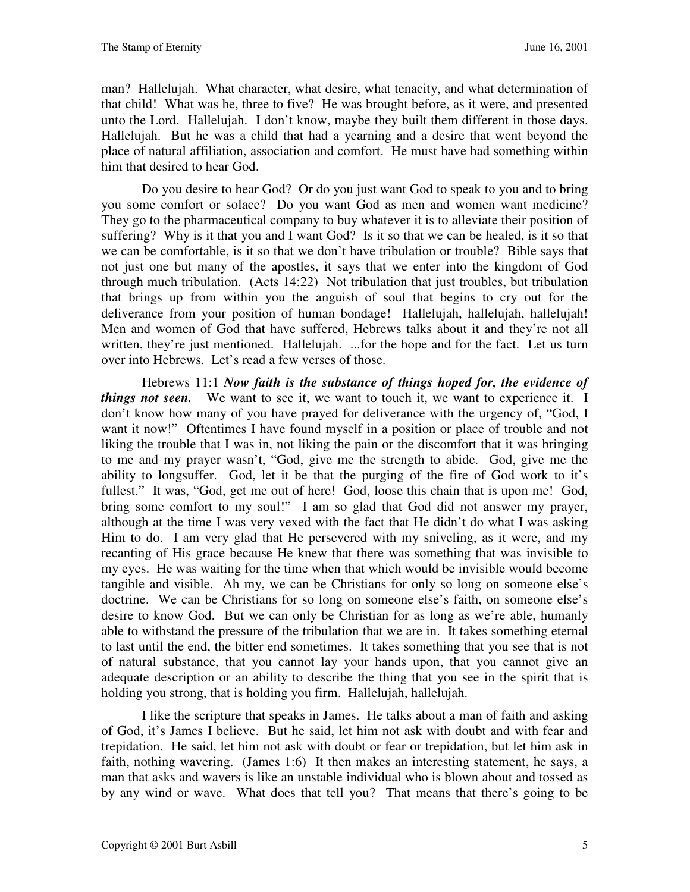man? Hallelujah. What character, what desire, what tenacity, and what determination of that child! What was he, three to five? He was brought before, as it were, and presented unto the Lord. Hallelujah. I don't know, maybe they built them different in those days. Hallelujah. But he was a child that had a yearning and a desire that went beyond the place of natural affiliation, association and comfort. He must have had something within him that desired to hear God.

Do you desire to hear God? Or do you just want God to speak to you and to bring you some comfort or solace? Do you want God as men and women want medicine? They go to the pharmaceutical company to buy whatever it is to alleviate their position of suffering? Why is it that you and I want God? Is it so that we can be healed, is it so that we can be comfortable, is it so that we don't have tribulation or trouble? Bible says that not just one but many of the apostles, it says that we enter into the kingdom of God through much tribulation. (Acts 14:22) Not tribulation that just troubles, but tribulation that brings up from within you the anguish of soul that begins to cry out for the deliverance from your position of human bondage! Hallelujah, hallelujah, hallelujah! Men and women of God that have suffered, Hebrews talks about it and they're not all written, they're just mentioned. Hallelujah. ...for the hope and for the fact. Let us turn over into Hebrews. Let's read a few verses of those.

Hebrews 11:1 ***Now faith is the substance of things hoped for, the evidence of things not seen.*** We want to see it, we want to touch it, we want to experience it. I don't know how many of you have prayed for deliverance with the urgency of, "God, I want it now!" Oftentimes I have found myself in a position or place of trouble and not liking the trouble that I was in, not liking the pain or the discomfort that it was bringing to me and my prayer wasn't, "God, give me the strength to abide. God, give me the ability to longsuffer. God, let it be that the purging of the fire of God work to it's fullest." It was, "God, get me out of here! God, loose this chain that is upon me! God, bring some comfort to my soul!" I am so glad that God did not answer my prayer, although at the time I was very vexed with the fact that He didn't do what I was asking Him to do. I am very glad that He persevered with my sniveling, as it were, and my recanting of His grace because He knew that there was something that was invisible to my eyes. He was waiting for the time when that which would be invisible would become tangible and visible. Ah my, we can be Christians for only so long on someone else's doctrine. We can be Christians for so long on someone else's faith, on someone else's desire to know God. But we can only be Christian for as long as we're able, humanly able to withstand the pressure of the tribulation that we are in. It takes something eternal to last until the end, the bitter end sometimes. It takes something that you see that is not of natural substance, that you cannot lay your hands upon, that you cannot give an adequate description or an ability to describe the thing that you see in the spirit that is holding you strong, that is holding you firm. Hallelujah, hallelujah.

I like the scripture that speaks in James. He talks about a man of faith and asking of God, it's James I believe. But he said, let him not ask with doubt and with fear and trepidation. He said, let him not ask with doubt or fear or trepidation, but let him ask in faith, nothing wavering. (James 1:6) It then makes an interesting statement, he says, a man that asks and wavers is like an unstable individual who is blown about and tossed as by any wind or wave. What does that tell you? That means that there's going to be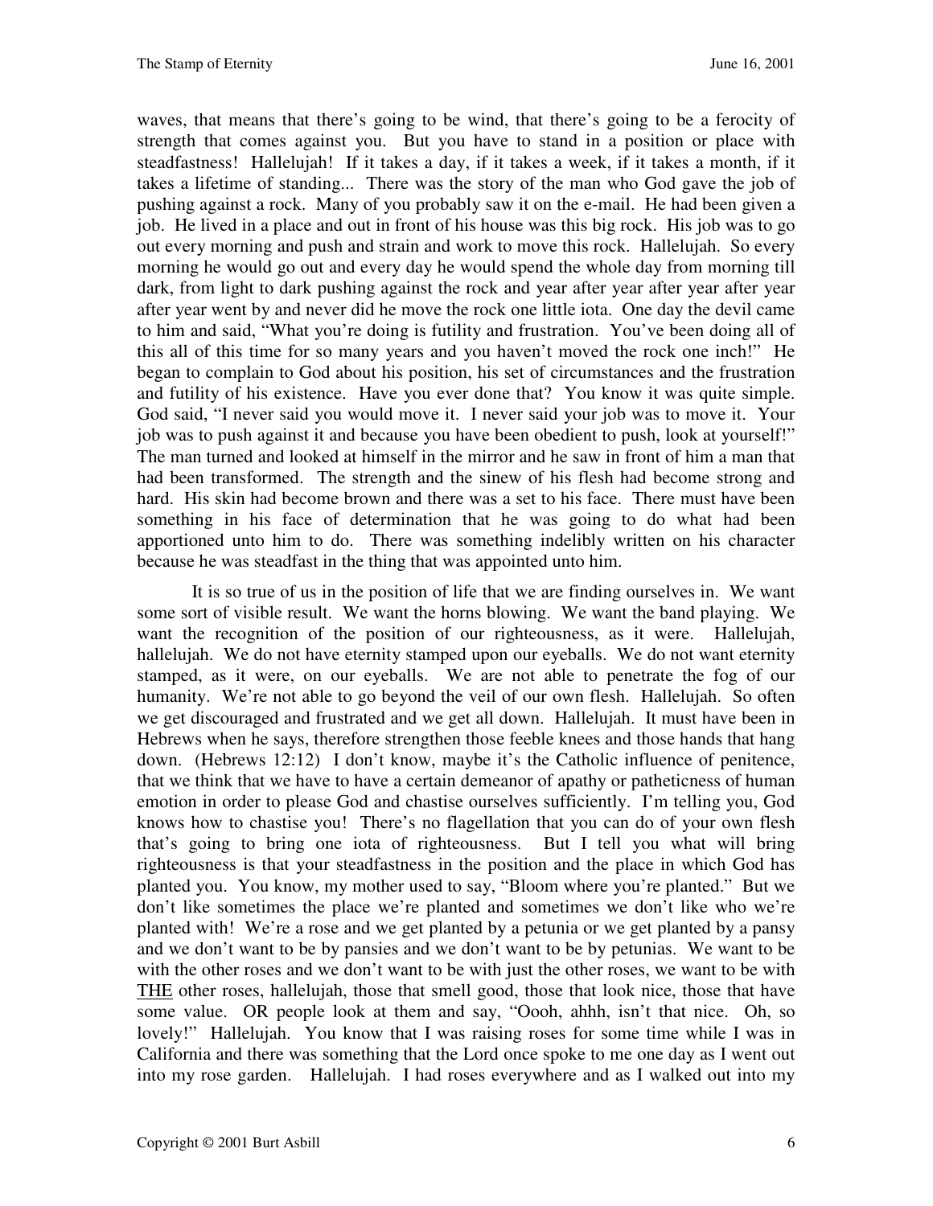waves, that means that there's going to be wind, that there's going to be a ferocity of strength that comes against you. But you have to stand in a position or place with steadfastness! Hallelujah! If it takes a day, if it takes a week, if it takes a month, if it takes a lifetime of standing... There was the story of the man who God gave the job of pushing against a rock. Many of you probably saw it on the e-mail. He had been given a job. He lived in a place and out in front of his house was this big rock. His job was to go out every morning and push and strain and work to move this rock. Hallelujah. So every morning he would go out and every day he would spend the whole day from morning till dark, from light to dark pushing against the rock and year after year after year after year after year went by and never did he move the rock one little iota. One day the devil came to him and said, "What you're doing is futility and frustration. You've been doing all of this all of this time for so many years and you haven't moved the rock one inch!" He began to complain to God about his position, his set of circumstances and the frustration and futility of his existence. Have you ever done that? You know it was quite simple. God said, "I never said you would move it. I never said your job was to move it. Your job was to push against it and because you have been obedient to push, look at yourself!" The man turned and looked at himself in the mirror and he saw in front of him a man that had been transformed. The strength and the sinew of his flesh had become strong and hard. His skin had become brown and there was a set to his face. There must have been something in his face of determination that he was going to do what had been apportioned unto him to do. There was something indelibly written on his character because he was steadfast in the thing that was appointed unto him.

It is so true of us in the position of life that we are finding ourselves in. We want some sort of visible result. We want the horns blowing. We want the band playing. We want the recognition of the position of our righteousness, as it were. Hallelujah, hallelujah. We do not have eternity stamped upon our eyeballs. We do not want eternity stamped, as it were, on our eyeballs. We are not able to penetrate the fog of our humanity. We're not able to go beyond the veil of our own flesh. Hallelujah. So often we get discouraged and frustrated and we get all down. Hallelujah. It must have been in Hebrews when he says, therefore strengthen those feeble knees and those hands that hang down. (Hebrews 12:12) I don't know, maybe it's the Catholic influence of penitence, that we think that we have to have a certain demeanor of apathy or patheticness of human emotion in order to please God and chastise ourselves sufficiently. I'm telling you, God knows how to chastise you! There's no flagellation that you can do of your own flesh that's going to bring one iota of righteousness. But I tell you what will bring righteousness is that your steadfastness in the position and the place in which God has planted you. You know, my mother used to say, "Bloom where you're planted." But we don't like sometimes the place we're planted and sometimes we don't like who we're planted with! We're a rose and we get planted by a petunia or we get planted by a pansy and we don't want to be by pansies and we don't want to be by petunias. We want to be with the other roses and we don't want to be with just the other roses, we want to be with <u>THE</u> other roses, hallelujah, those that smell good, those that look nice, those that have some value. OR people look at them and say, "Oooh, ahhh, isn't that nice. Oh, so lovely!" Hallelujah. You know that I was raising roses for some time while I was in California and there was something that the Lord once spoke to me one day as I went out into my rose garden. Hallelujah. I had roses everywhere and as I walked out into my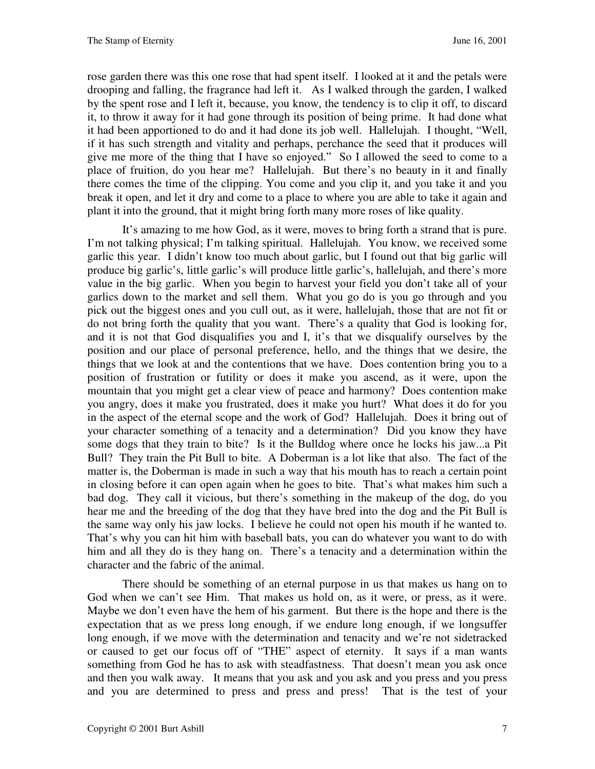rose garden there was this one rose that had spent itself. I looked at it and the petals were drooping and falling, the fragrance had left it. As I walked through the garden, I walked by the spent rose and I left it, because, you know, the tendency is to clip it off, to discard it, to throw it away for it had gone through its position of being prime. It had done what it had been apportioned to do and it had done its job well. Hallelujah. I thought, "Well, if it has such strength and vitality and perhaps, perchance the seed that it produces will give me more of the thing that I have so enjoyed." So I allowed the seed to come to a place of fruition, do you hear me? Hallelujah. But there's no beauty in it and finally there comes the time of the clipping. You come and you clip it, and you take it and you break it open, and let it dry and come to a place to where you are able to take it again and plant it into the ground, that it might bring forth many more roses of like quality.

It's amazing to me how God, as it were, moves to bring forth a strand that is pure. I'm not talking physical; I'm talking spiritual. Hallelujah. You know, we received some garlic this year. I didn't know too much about garlic, but I found out that big garlic will produce big garlic's, little garlic's will produce little garlic's, hallelujah, and there's more value in the big garlic. When you begin to harvest your field you don't take all of your garlics down to the market and sell them. What you go do is you go through and you pick out the biggest ones and you cull out, as it were, hallelujah, those that are not fit or do not bring forth the quality that you want. There's a quality that God is looking for, and it is not that God disqualifies you and I, it's that we disqualify ourselves by the position and our place of personal preference, hello, and the things that we desire, the things that we look at and the contentions that we have. Does contention bring you to a position of frustration or futility or does it make you ascend, as it were, upon the mountain that you might get a clear view of peace and harmony? Does contention make you angry, does it make you frustrated, does it make you hurt? What does it do for you in the aspect of the eternal scope and the work of God? Hallelujah. Does it bring out of your character something of a tenacity and a determination? Did you know they have some dogs that they train to bite? Is it the Bulldog where once he locks his jaw...a Pit Bull? They train the Pit Bull to bite. A Doberman is a lot like that also. The fact of the matter is, the Doberman is made in such a way that his mouth has to reach a certain point in closing before it can open again when he goes to bite. That's what makes him such a bad dog. They call it vicious, but there's something in the makeup of the dog, do you hear me and the breeding of the dog that they have bred into the dog and the Pit Bull is the same way only his jaw locks. I believe he could not open his mouth if he wanted to. That's why you can hit him with baseball bats, you can do whatever you want to do with him and all they do is they hang on. There's a tenacity and a determination within the character and the fabric of the animal.

There should be something of an eternal purpose in us that makes us hang on to God when we can't see Him. That makes us hold on, as it were, or press, as it were. Maybe we don't even have the hem of his garment. But there is the hope and there is the expectation that as we press long enough, if we endure long enough, if we longsuffer long enough, if we move with the determination and tenacity and we're not sidetracked or caused to get our focus off of "THE" aspect of eternity. It says if a man wants something from God he has to ask with steadfastness. That doesn't mean you ask once and then you walk away. It means that you ask and you ask and you press and you press and you are determined to press and press and press! That is the test of your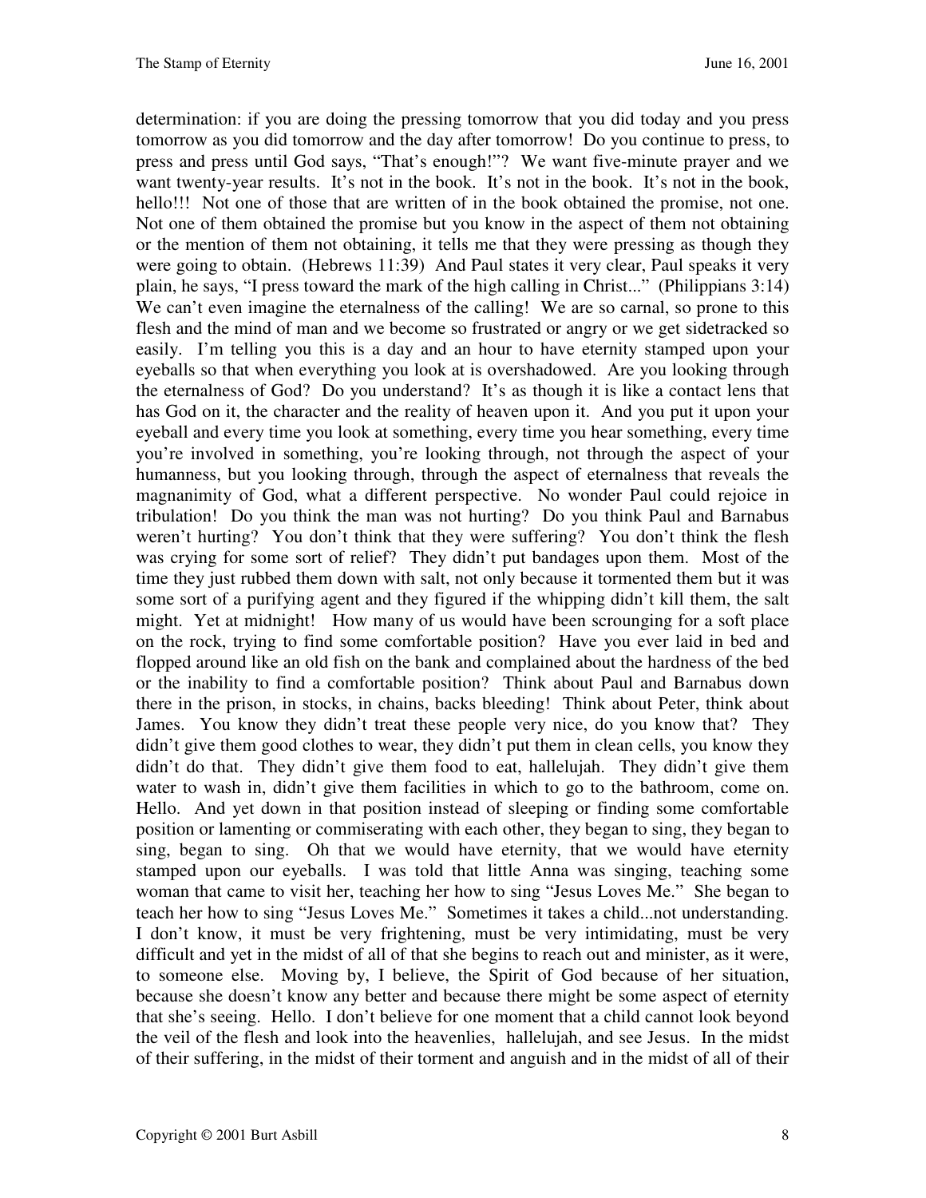determination: if you are doing the pressing tomorrow that you did today and you press tomorrow as you did tomorrow and the day after tomorrow! Do you continue to press, to press and press until God says, "That's enough!"? We want five-minute prayer and we want twenty-year results. It's not in the book. It's not in the book. It's not in the book, hello!!! Not one of those that are written of in the book obtained the promise, not one. Not one of them obtained the promise but you know in the aspect of them not obtaining or the mention of them not obtaining, it tells me that they were pressing as though they were going to obtain. (Hebrews 11:39) And Paul states it very clear, Paul speaks it very plain, he says, "I press toward the mark of the high calling in Christ..." (Philippians 3:14) We can't even imagine the eternalness of the calling! We are so carnal, so prone to this flesh and the mind of man and we become so frustrated or angry or we get sidetracked so easily. I'm telling you this is a day and an hour to have eternity stamped upon your eyeballs so that when everything you look at is overshadowed. Are you looking through the eternalness of God? Do you understand? It's as though it is like a contact lens that has God on it, the character and the reality of heaven upon it. And you put it upon your eyeball and every time you look at something, every time you hear something, every time you're involved in something, you're looking through, not through the aspect of your humanness, but you looking through, through the aspect of eternalness that reveals the magnanimity of God, what a different perspective. No wonder Paul could rejoice in tribulation! Do you think the man was not hurting? Do you think Paul and Barnabus weren't hurting? You don't think that they were suffering? You don't think the flesh was crying for some sort of relief? They didn't put bandages upon them. Most of the time they just rubbed them down with salt, not only because it tormented them but it was some sort of a purifying agent and they figured if the whipping didn't kill them, the salt might. Yet at midnight! How many of us would have been scrounging for a soft place on the rock, trying to find some comfortable position? Have you ever laid in bed and flopped around like an old fish on the bank and complained about the hardness of the bed or the inability to find a comfortable position? Think about Paul and Barnabus down there in the prison, in stocks, in chains, backs bleeding! Think about Peter, think about James. You know they didn't treat these people very nice, do you know that? They didn't give them good clothes to wear, they didn't put them in clean cells, you know they didn't do that. They didn't give them food to eat, hallelujah. They didn't give them water to wash in, didn't give them facilities in which to go to the bathroom, come on. Hello. And yet down in that position instead of sleeping or finding some comfortable position or lamenting or commiserating with each other, they began to sing, they began to sing, began to sing. Oh that we would have eternity, that we would have eternity stamped upon our eyeballs. I was told that little Anna was singing, teaching some woman that came to visit her, teaching her how to sing "Jesus Loves Me." She began to teach her how to sing "Jesus Loves Me." Sometimes it takes a child...not understanding. I don't know, it must be very frightening, must be very intimidating, must be very difficult and yet in the midst of all of that she begins to reach out and minister, as it were, to someone else. Moving by, I believe, the Spirit of God because of her situation, because she doesn't know any better and because there might be some aspect of eternity that she's seeing. Hello. I don't believe for one moment that a child cannot look beyond the veil of the flesh and look into the heavenlies, hallelujah, and see Jesus. In the midst of their suffering, in the midst of their torment and anguish and in the midst of all of their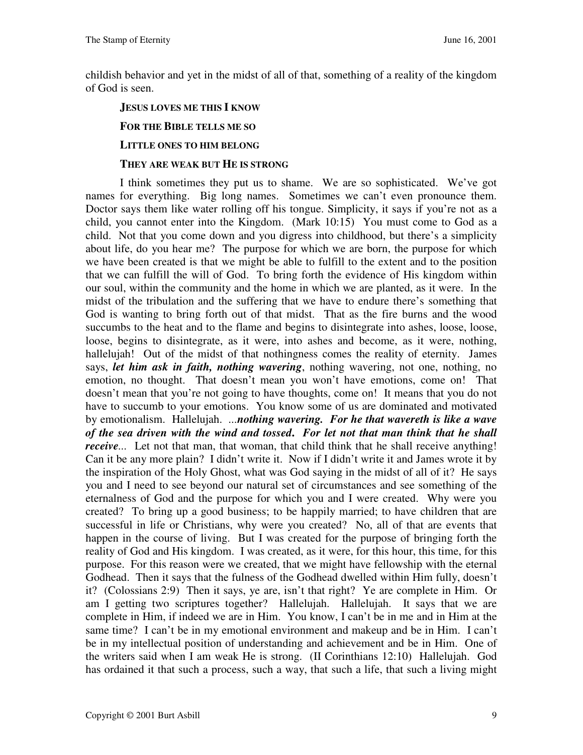childish behavior and yet in the midst of all of that, something of a reality of the kingdom of God is seen.

**JESUS LOVES ME THIS I KNOW**

**FOR THE BIBLE TELLS ME SO**

**LITTLE ONES TO HIM BELONG**

**THEY ARE WEAK BUT HE IS STRONG**

I think sometimes they put us to shame. We are so sophisticated. We've got names for everything. Big long names. Sometimes we can't even pronounce them. Doctor says them like water rolling off his tongue. Simplicity, it says if you're not as a child, you cannot enter into the Kingdom. (Mark 10:15) You must come to God as a child. Not that you come down and you digress into childhood, but there's a simplicity about life, do you hear me? The purpose for which we are born, the purpose for which we have been created is that we might be able to fulfill to the extent and to the position that we can fulfill the will of God. To bring forth the evidence of His kingdom within our soul, within the community and the home in which we are planted, as it were. In the midst of the tribulation and the suffering that we have to endure there's something that God is wanting to bring forth out of that midst. That as the fire burns and the wood succumbs to the heat and to the flame and begins to disintegrate into ashes, loose, loose, loose, begins to disintegrate, as it were, into ashes and become, as it were, nothing, hallelujah! Out of the midst of that nothingness comes the reality of eternity. James says, ***let him ask in faith, nothing wavering***, nothing wavering, not one, nothing, no emotion, no thought. That doesn't mean you won't have emotions, come on! That doesn't mean that you're not going to have thoughts, come on! It means that you do not have to succumb to your emotions. You know some of us are dominated and motivated by emotionalism. Hallelujah. ...***nothing wavering. For he that wavereth is like a wave of the sea driven with the wind and tossed. For let not that man think that he shall receive***... Let not that man, that woman, that child think that he shall receive anything! Can it be any more plain? I didn't write it. Now if I didn't write it and James wrote it by the inspiration of the Holy Ghost, what was God saying in the midst of all of it? He says you and I need to see beyond our natural set of circumstances and see something of the eternalness of God and the purpose for which you and I were created. Why were you created? To bring up a good business; to be happily married; to have children that are successful in life or Christians, why were you created? No, all of that are events that happen in the course of living. But I was created for the purpose of bringing forth the reality of God and His kingdom. I was created, as it were, for this hour, this time, for this purpose. For this reason were we created, that we might have fellowship with the eternal Godhead. Then it says that the fulness of the Godhead dwelled within Him fully, doesn't it? (Colossians 2:9) Then it says, ye are, isn't that right? Ye are complete in Him. Or am I getting two scriptures together? Hallelujah. Hallelujah. It says that we are complete in Him, if indeed we are in Him. You know, I can't be in me and in Him at the same time? I can't be in my emotional environment and makeup and be in Him. I can't be in my intellectual position of understanding and achievement and be in Him. One of the writers said when I am weak He is strong. (II Corinthians 12:10) Hallelujah. God has ordained it that such a process, such a way, that such a life, that such a living might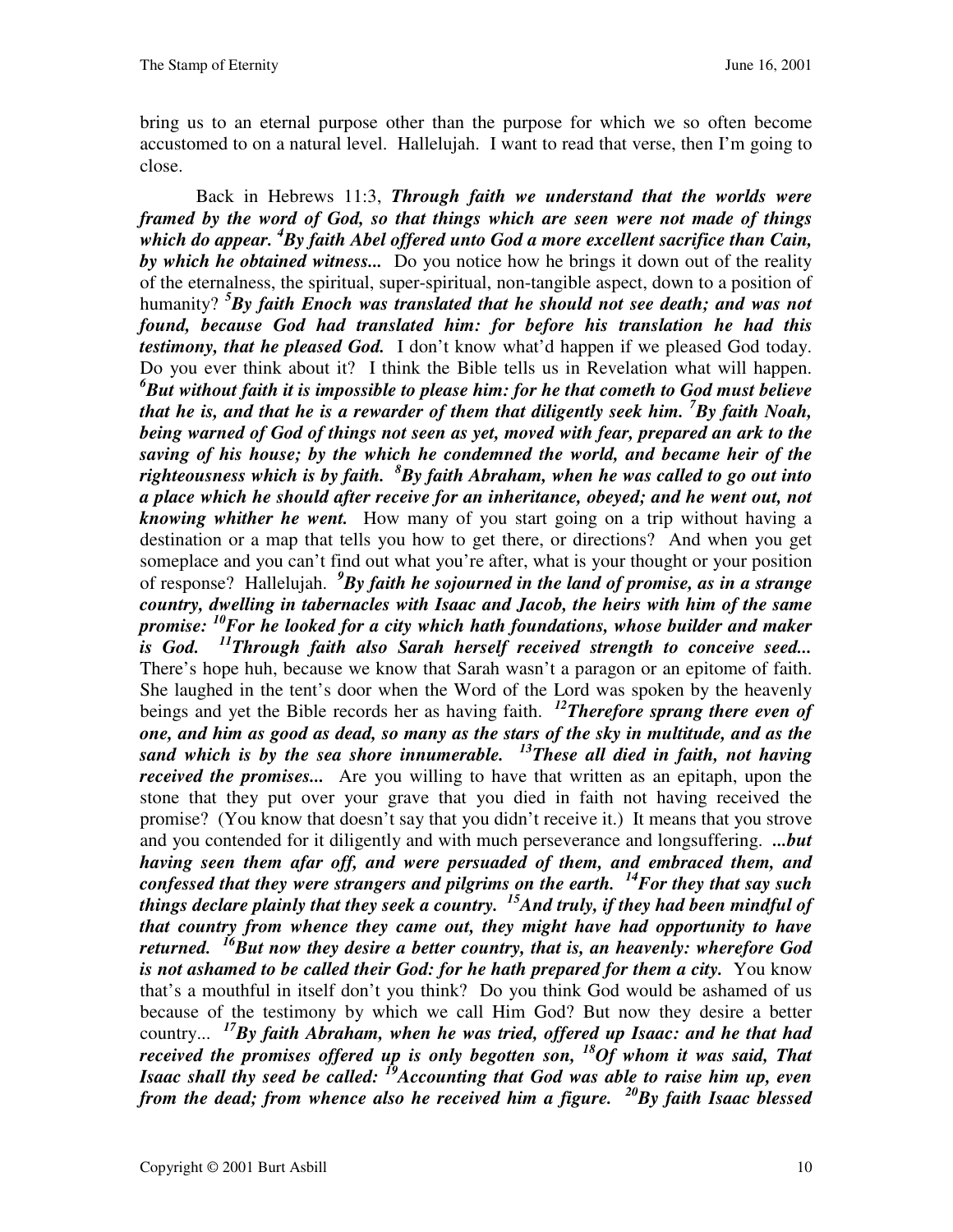bring us to an eternal purpose other than the purpose for which we so often become accustomed to on a natural level. Hallelujah. I want to read that verse, then I'm going to close.

Back in Hebrews 11:3, ***Through faith we understand that the worlds were framed by the word of God, so that things which are seen were not made of things which do appear. [4]By faith Abel offered unto God a more excellent sacrifice than Cain, by which he obtained witness...*** Do you notice how he brings it down out of the reality of the eternalness, the spiritual, super-spiritual, non-tangible aspect, down to a position of humanity? ***[5]By faith Enoch was translated that he should not see death; and was not found, because God had translated him: for before his translation he had this testimony, that he pleased God.*** I don't know what'd happen if we pleased God today. Do you ever think about it? I think the Bible tells us in Revelation what will happen. ***[6]But without faith it is impossible to please him: for he that cometh to God must believe that he is, and that he is a rewarder of them that diligently seek him. [7]By faith Noah, being warned of God of things not seen as yet, moved with fear, prepared an ark to the saving of his house; by the which he condemned the world, and became heir of the righteousness which is by faith. [8]By faith Abraham, when he was called to go out into a place which he should after receive for an inheritance, obeyed; and he went out, not knowing whither he went.*** How many of you start going on a trip without having a destination or a map that tells you how to get there, or directions? And when you get someplace and you can't find out what you're after, what is your thought or your position of response? Hallelujah. ***[9]By faith he sojourned in the land of promise, as in a strange country, dwelling in tabernacles with Isaac and Jacob, the heirs with him of the same promise: [10]For he looked for a city which hath foundations, whose builder and maker is God. [11]Through faith also Sarah herself received strength to conceive seed...*** There's hope huh, because we know that Sarah wasn't a paragon or an epitome of faith. She laughed in the tent's door when the Word of the Lord was spoken by the heavenly beings and yet the Bible records her as having faith. ***[12]Therefore sprang there even of one, and him as good as dead, so many as the stars of the sky in multitude, and as the sand which is by the sea shore innumerable. [13]These all died in faith, not having received the promises...*** Are you willing to have that written as an epitaph, upon the stone that they put over your grave that you died in faith not having received the promise? (You know that doesn't say that you didn't receive it.) It means that you strove and you contended for it diligently and with much perseverance and longsuffering. ***...but having seen them afar off, and were persuaded of them, and embraced them, and confessed that they were strangers and pilgrims on the earth. [14]For they that say such things declare plainly that they seek a country. [15]And truly, if they had been mindful of that country from whence they came out, they might have had opportunity to have returned. [16]But now they desire a better country, that is, an heavenly: wherefore God is not ashamed to be called their God: for he hath prepared for them a city.*** You know that's a mouthful in itself don't you think? Do you think God would be ashamed of us because of the testimony by which we call Him God? But now they desire a better country... ***[17]By faith Abraham, when he was tried, offered up Isaac: and he that had received the promises offered up is only begotten son, [18]Of whom it was said, That Isaac shall thy seed be called: [19]Accounting that God was able to raise him up, even from the dead; from whence also he received him a figure. [20]By faith Isaac blessed***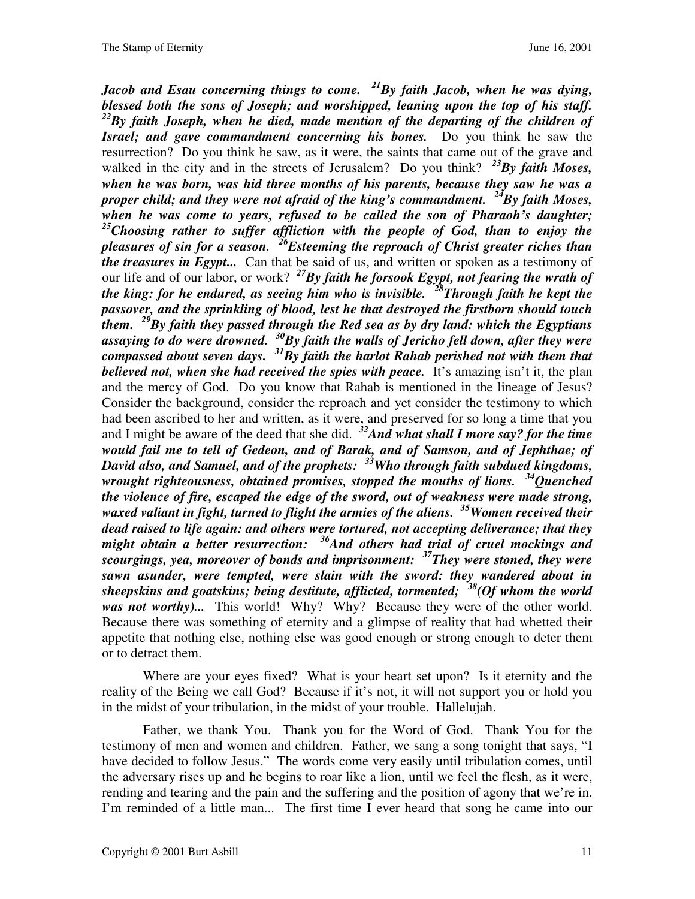***Jacob and Esau concerning things to come. [21]By faith Jacob, when he was dying, blessed both the sons of Joseph; and worshipped, leaning upon the top of his staff. [22]By faith Joseph, when he died, made mention of the departing of the children of Israel; and gave commandment concerning his bones.*** Do you think he saw the resurrection? Do you think he saw, as it were, the saints that came out of the grave and walked in the city and in the streets of Jerusalem? Do you think? ***[23]By faith Moses, when he was born, was hid three months of his parents, because they saw he was a proper child; and they were not afraid of the king's commandment. [24]By faith Moses, when he was come to years, refused to be called the son of Pharaoh's daughter; [25]Choosing rather to suffer affliction with the people of God, than to enjoy the pleasures of sin for a season. [26]Esteeming the reproach of Christ greater riches than the treasures in Egypt...*** Can that be said of us, and written or spoken as a testimony of our life and of our labor, or work? ***[27]By faith he forsook Egypt, not fearing the wrath of the king: for he endured, as seeing him who is invisible. [28]Through faith he kept the passover, and the sprinkling of blood, lest he that destroyed the firstborn should touch them. [29]By faith they passed through the Red sea as by dry land: which the Egyptians assaying to do were drowned. [30]By faith the walls of Jericho fell down, after they were compassed about seven days. [31]By faith the harlot Rahab perished not with them that believed not, when she had received the spies with peace.*** It's amazing isn't it, the plan and the mercy of God. Do you know that Rahab is mentioned in the lineage of Jesus? Consider the background, consider the reproach and yet consider the testimony to which had been ascribed to her and written, as it were, and preserved for so long a time that you and I might be aware of the deed that she did. ***[32]And what shall I more say? for the time would fail me to tell of Gedeon, and of Barak, and of Samson, and of Jephthae; of David also, and Samuel, and of the prophets: [33]Who through faith subdued kingdoms, wrought righteousness, obtained promises, stopped the mouths of lions. [34]Quenched the violence of fire, escaped the edge of the sword, out of weakness were made strong, waxed valiant in fight, turned to flight the armies of the aliens. [35]Women received their dead raised to life again: and others were tortured, not accepting deliverance; that they might obtain a better resurrection: [36]And others had trial of cruel mockings and scourgings, yea, moreover of bonds and imprisonment: [37]They were stoned, they were sawn asunder, were tempted, were slain with the sword: they wandered about in sheepskins and goatskins; being destitute, afflicted, tormented; [38](Of whom the world was not worthy)...*** This world! Why? Why? Because they were of the other world. Because there was something of eternity and a glimpse of reality that had whetted their appetite that nothing else, nothing else was good enough or strong enough to deter them or to detract them.

Where are your eyes fixed? What is your heart set upon? Is it eternity and the reality of the Being we call God? Because if it's not, it will not support you or hold you in the midst of your tribulation, in the midst of your trouble. Hallelujah.

Father, we thank You. Thank you for the Word of God. Thank You for the testimony of men and women and children. Father, we sang a song tonight that says, "I have decided to follow Jesus." The words come very easily until tribulation comes, until the adversary rises up and he begins to roar like a lion, until we feel the flesh, as it were, rending and tearing and the pain and the suffering and the position of agony that we're in. I'm reminded of a little man... The first time I ever heard that song he came into our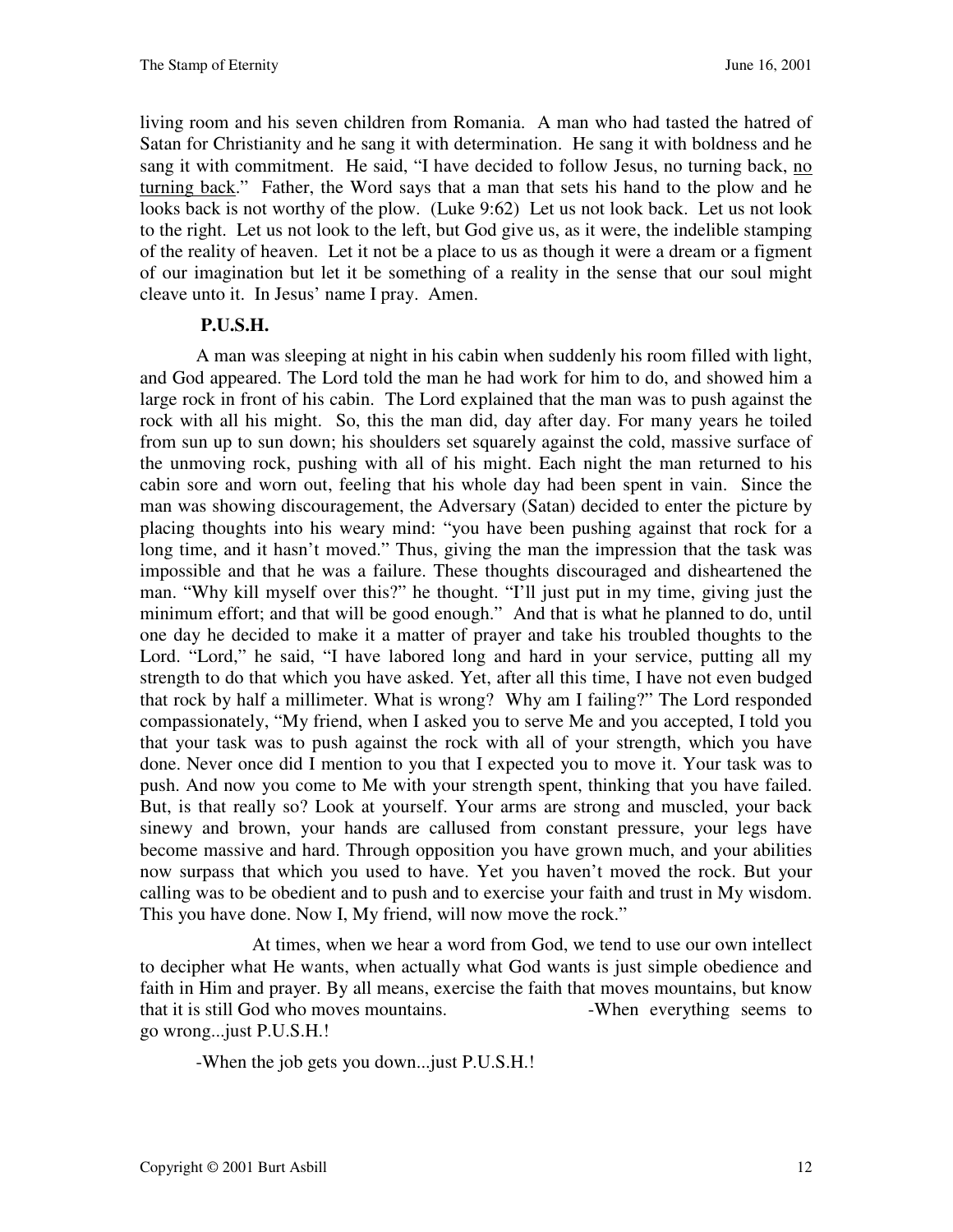living room and his seven children from Romania. A man who had tasted the hatred of Satan for Christianity and he sang it with determination. He sang it with boldness and he sang it with commitment. He said, "I have decided to follow Jesus, no turning back, <u>no turning back</u>." Father, the Word says that a man that sets his hand to the plow and he looks back is not worthy of the plow. (Luke 9:62) Let us not look back. Let us not look to the right. Let us not look to the left, but God give us, as it were, the indelible stamping of the reality of heaven. Let it not be a place to us as though it were a dream or a figment of our imagination but let it be something of a reality in the sense that our soul might cleave unto it. In Jesus' name I pray. Amen.

**P.U.S.H.**

A man was sleeping at night in his cabin when suddenly his room filled with light, and God appeared. The Lord told the man he had work for him to do, and showed him a large rock in front of his cabin. The Lord explained that the man was to push against the rock with all his might. So, this the man did, day after day. For many years he toiled from sun up to sun down; his shoulders set squarely against the cold, massive surface of the unmoving rock, pushing with all of his might. Each night the man returned to his cabin sore and worn out, feeling that his whole day had been spent in vain. Since the man was showing discouragement, the Adversary (Satan) decided to enter the picture by placing thoughts into his weary mind: "you have been pushing against that rock for a long time, and it hasn't moved." Thus, giving the man the impression that the task was impossible and that he was a failure. These thoughts discouraged and disheartened the man. "Why kill myself over this?" he thought. "I'll just put in my time, giving just the minimum effort; and that will be good enough." And that is what he planned to do, until one day he decided to make it a matter of prayer and take his troubled thoughts to the Lord. "Lord," he said, "I have labored long and hard in your service, putting all my strength to do that which you have asked. Yet, after all this time, I have not even budged that rock by half a millimeter. What is wrong? Why am I failing?" The Lord responded compassionately, "My friend, when I asked you to serve Me and you accepted, I told you that your task was to push against the rock with all of your strength, which you have done. Never once did I mention to you that I expected you to move it. Your task was to push. And now you come to Me with your strength spent, thinking that you have failed. But, is that really so? Look at yourself. Your arms are strong and muscled, your back sinewy and brown, your hands are callused from constant pressure, your legs have become massive and hard. Through opposition you have grown much, and your abilities now surpass that which you used to have. Yet you haven't moved the rock. But your calling was to be obedient and to push and to exercise your faith and trust in My wisdom. This you have done. Now I, My friend, will now move the rock."

At times, when we hear a word from God, we tend to use our own intellect to decipher what He wants, when actually what God wants is just simple obedience and faith in Him and prayer. By all means, exercise the faith that moves mountains, but know that it is still God who moves mountains.

-When everything seems to go wrong...just P.U.S.H.!

-When the job gets you down...just P.U.S.H.!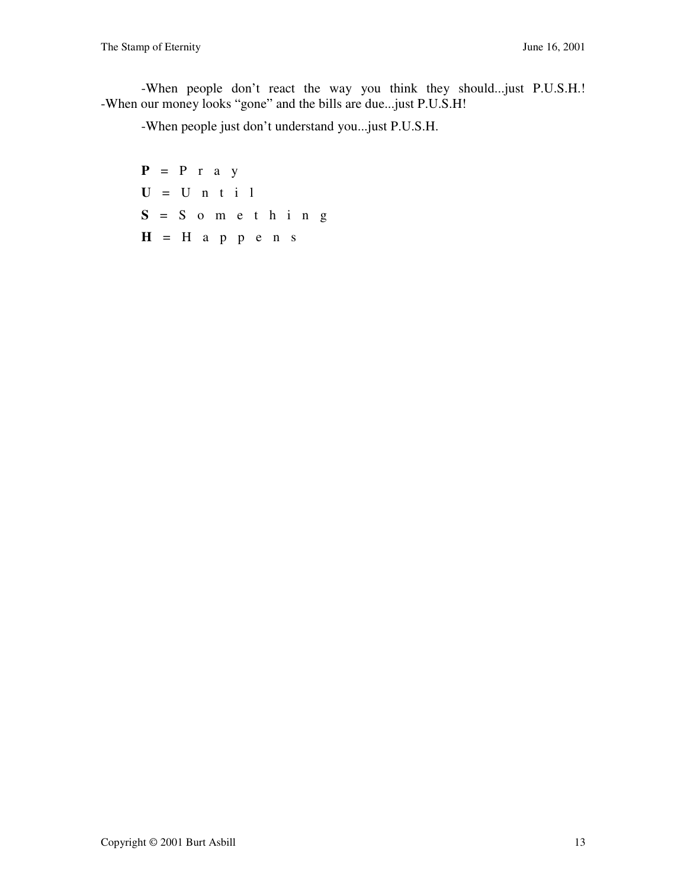-When people don't react the way you think they should...just P.U.S.H.!
-When our money looks "gone" and the bills are due...just P.U.S.H!

-When people just don't understand you...just P.U.S.H.

**P** = Pray

**U** = Until

**S** = Something

**H** = Happens